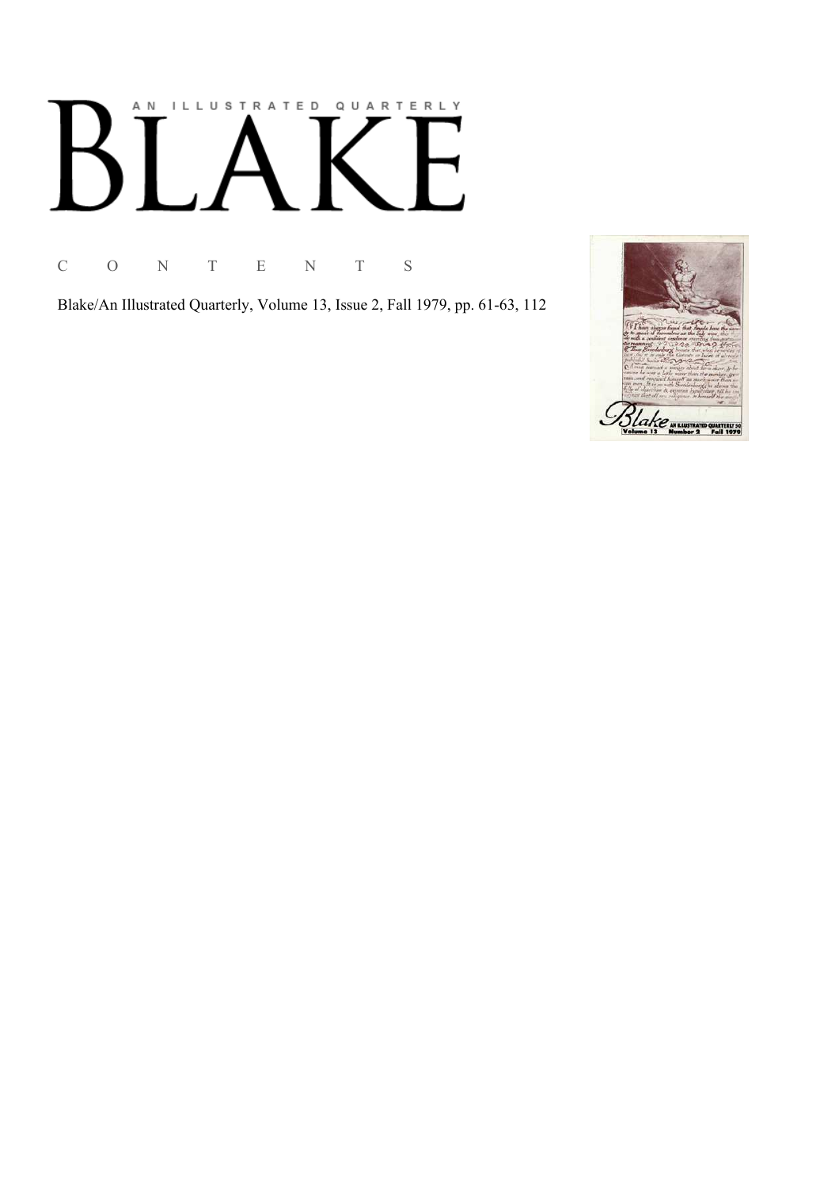# AN ILLUSTRATED QUARTERLY

# BLAKE

C O N T E N T S

Blake/An Illustrated Quarterly, Volume 13, Issue 2, Fall 1979, pp. 61-63, 112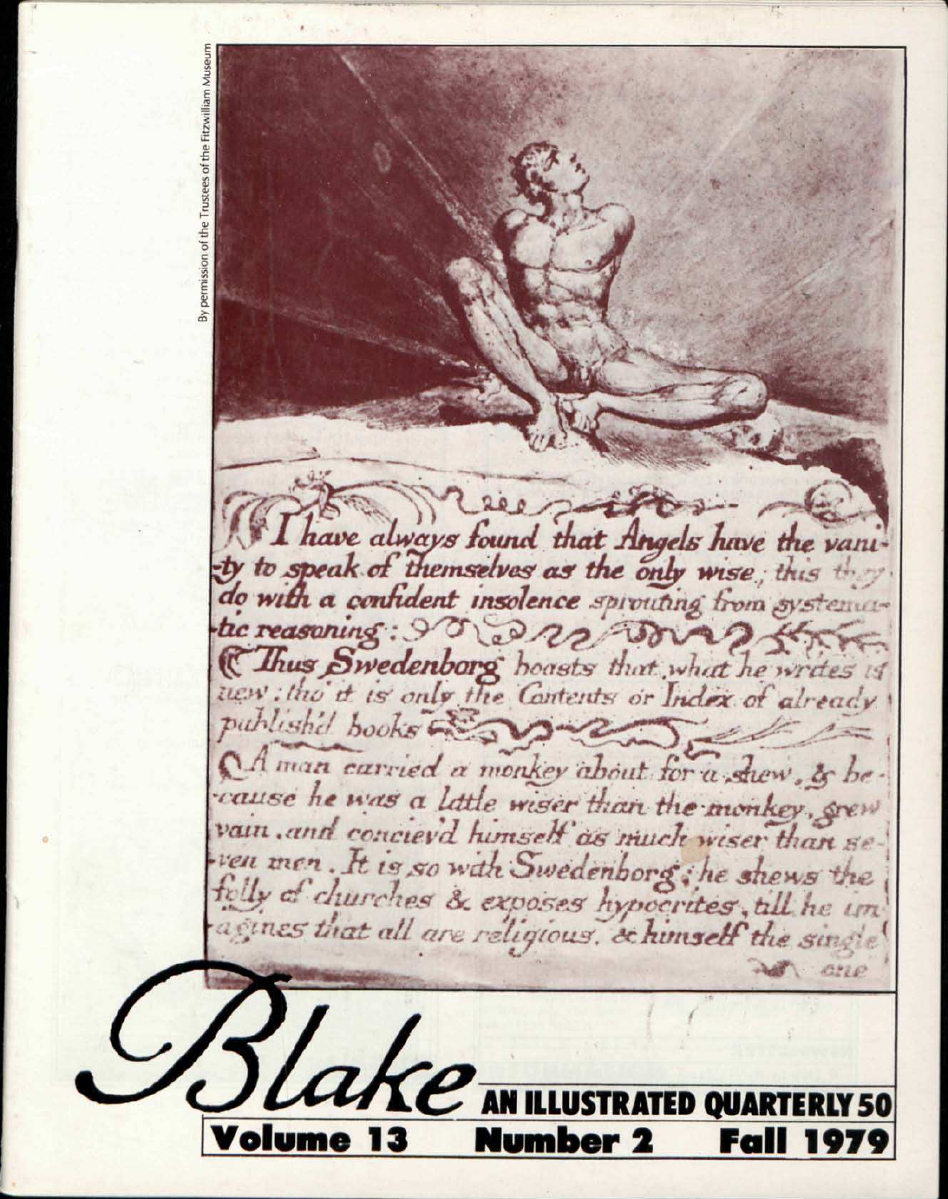By permission of the Trustees of the Fitzwilliam Museum

I have always found that Angels have the vani-ty to speak of themselves as the only wise; this they do with a confident insolence sprouting from systematic reasoning:

Thus Swedenborg boasts that what he writes is new: tho' it is only the Contents or Index of already publish'd books

A man carried a monkey about for a shew, & because he was a little wiser than the monkey, grew vain, and concievd himself as much wiser than seven men. It is so with Swedenborg; he shews the folly of churches & exposes hypocrites, till he imagines that all are religious, & himself the single one

# Blake

## AN ILLUSTRATED QUARTERLY 50

**Volume 13 Number 2 Fall 1979**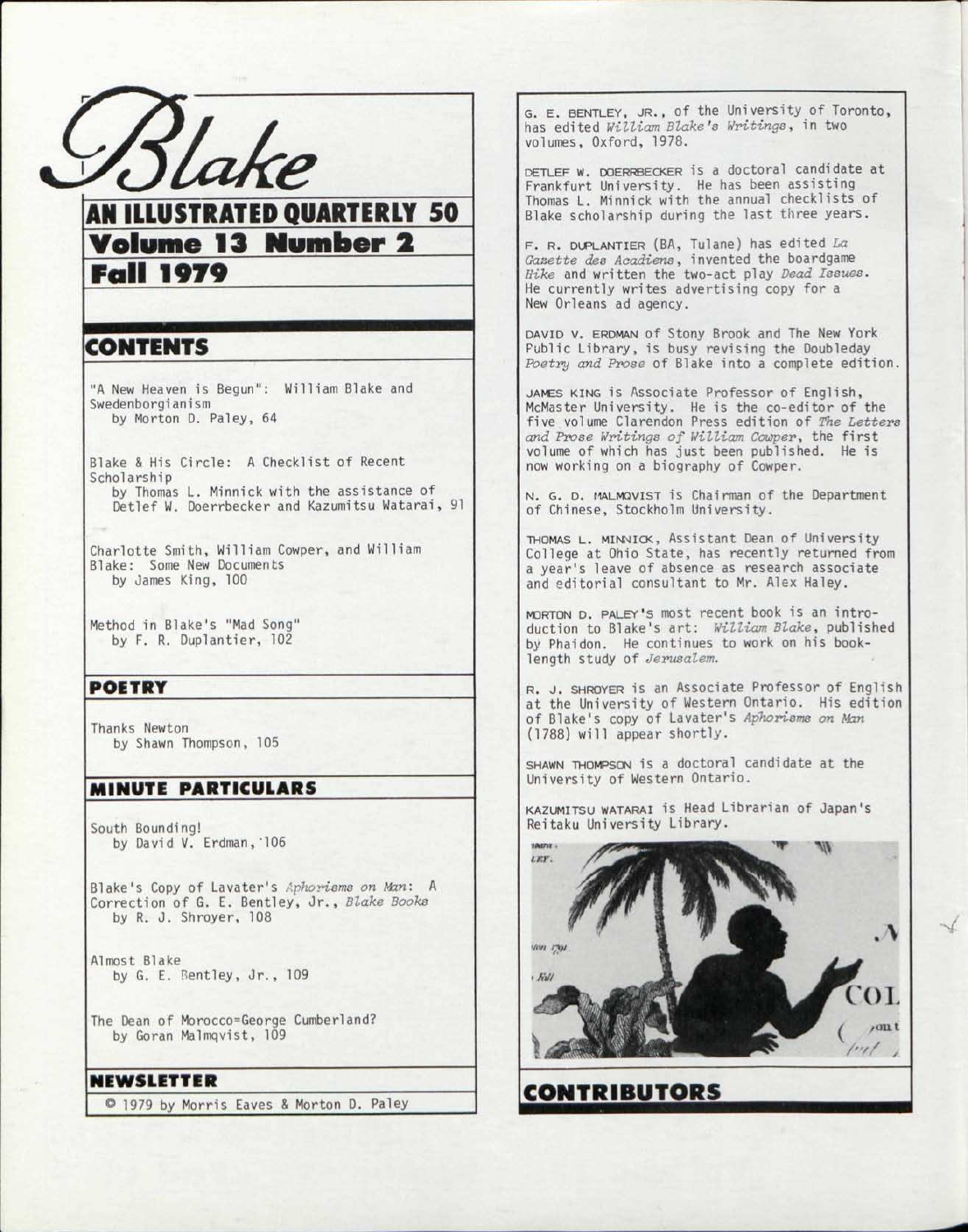# Blake

## AN ILLUSTRATED QUARTERLY 50

## Volume 13 Number 2

## Fall 1979

## CONTENTS

"A New Heaven is Begun": William Blake and Swedenborgianism
by Morton D. Paley, 64

Blake & His Circle: A Checklist of Recent Scholarship
by Thomas L. Minnick with the assistance of Detlef W. Doerrbecker and Kazumitsu Watarai, 91

Charlotte Smith, William Cowper, and William Blake: Some New Documents
by James King, 100

Method in Blake's "Mad Song"
by F. R. Duplantier, 102

## POETRY

Thanks Newton
by Shawn Thompson, 105

## MINUTE PARTICULARS

South Bounding!
by David V. Erdman, 106

Blake's Copy of Lavater's *Aphorisms on Man*: A Correction of G. E. Bentley, Jr., *Blake Books*
by R. J. Shroyer, 108

Almost Blake
by G. E. Bentley, Jr., 109

The Dean of Morocco=George Cumberland?
by Goran Malmqvist, 109

## NEWSLETTER

© 1979 by Morris Eaves & Morton D. Paley

G. E. BENTLEY, JR., of the University of Toronto, has edited *William Blake's Writings*, in two volumes, Oxford, 1978.

DETLEF W. DOERRBECKER is a doctoral candidate at Frankfurt University. He has been assisting Thomas L. Minnick with the annual checklists of Blake scholarship during the last three years.

F. R. DUPLANTIER (BA, Tulane) has edited *La Gazette des Acadiens*, invented the boardgame *Hike* and written the two-act play *Dead Issues*. He currently writes advertising copy for a New Orleans ad agency.

DAVID V. ERDMAN of Stony Brook and The New York Public Library, is busy revising the Doubleday *Poetry and Prose* of Blake into a complete edition.

JAMES KING is Associate Professor of English, McMaster University. He is the co-editor of the five volume Clarendon Press edition of *The Letters and Prose Writings of William Cowper*, the first volume of which has just been published. He is now working on a biography of Cowper.

N. G. D. MALMQVIST is Chairman of the Department of Chinese, Stockholm University.

THOMAS L. MINNICK, Assistant Dean of University College at Ohio State, has recently returned from a year's leave of absence as research associate and editorial consultant to Mr. Alex Haley.

MORTON D. PALEY'S most recent book is an introduction to Blake's art: *William Blake*, published by Phaidon. He continues to work on his book-length study of *Jerusalem*.

R. J. SHROYER is an Associate Professor of English at the University of Western Ontario. His edition of Blake's copy of Lavater's *Aphorisms on Man* (1788) will appear shortly.

SHAWN THOMPSON is a doctoral candidate at the University of Western Ontario.

KAZUMITSU WATARAI is Head Librarian of Japan's Reitaku University Library.

## CONTRIBUTORS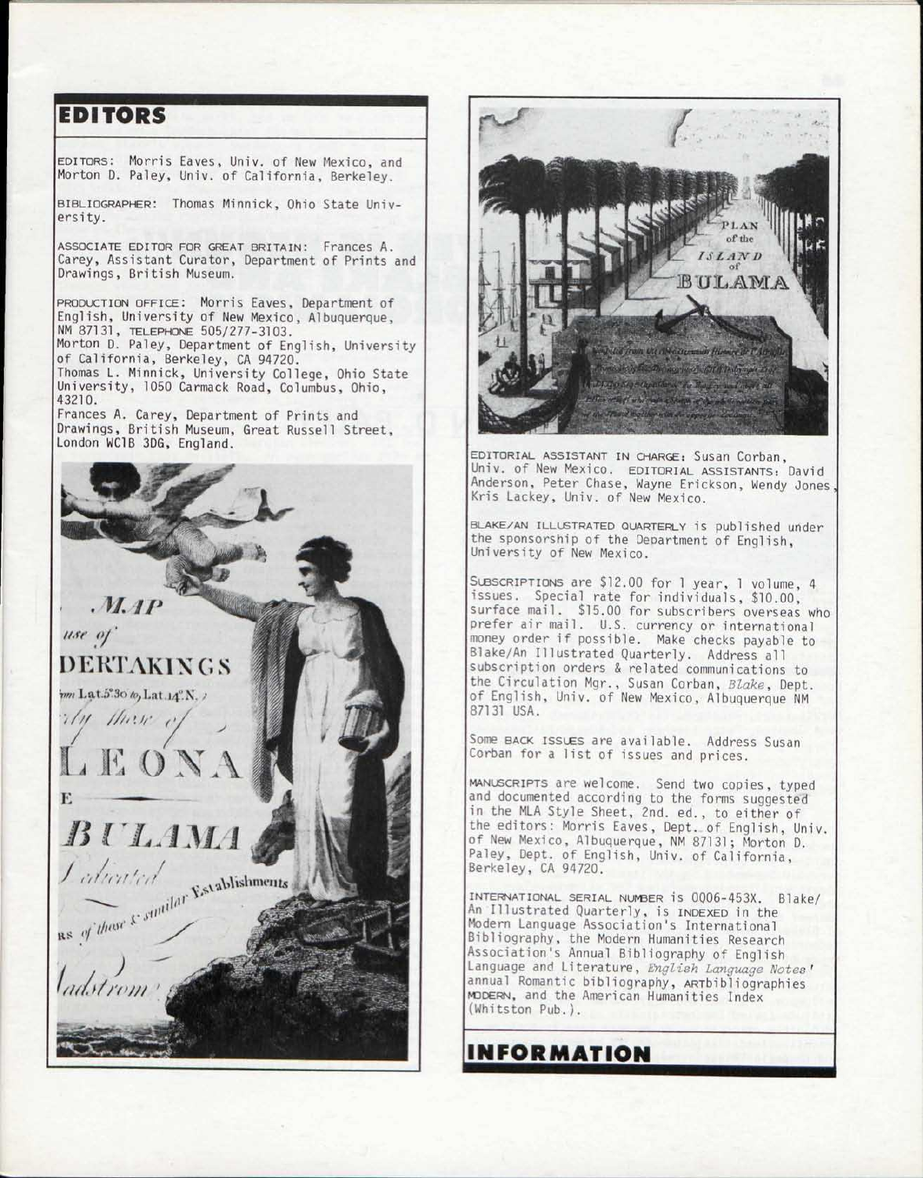## EDITORS

EDITORS: Morris Eaves, Univ. of New Mexico, and Morton D. Paley, Univ. of California, Berkeley.

BIBLIOGRAPHER: Thomas Minnick, Ohio State University.

ASSOCIATE EDITOR FOR GREAT BRITAIN: Frances A. Carey, Assistant Curator, Department of Prints and Drawings, British Museum.

PRODUCTION OFFICE: Morris Eaves, Department of English, University of New Mexico, Albuquerque, NM 87131, TELEPHONE 505/277-3103.
Morton D. Paley, Department of English, University of California, Berkeley, CA 94720.
Thomas L. Minnick, University College, Ohio State University, 1050 Carmack Road, Columbus, Ohio, 43210.
Frances A. Carey, Department of Prints and Drawings, British Museum, Great Russell Street, London WC1B 3DG, England.

EDITORIAL ASSISTANT IN CHARGE: Susan Corban, Univ. of New Mexico. EDITORIAL ASSISTANTS: David Anderson, Peter Chase, Wayne Erickson, Wendy Jones, Kris Lackey, Univ. of New Mexico.

BLAKE/AN ILLUSTRATED QUARTERLY is published under the sponsorship of the Department of English, University of New Mexico.

SUBSCRIPTIONS are $12.00 for 1 year, 1 volume, 4 issues. Special rate for individuals, $10.00, surface mail. $15.00 for subscribers overseas who prefer air mail. U.S. currency or international money order if possible. Make checks payable to Blake/An Illustrated Quarterly. Address all subscription orders & related communications to the Circulation Mgr., Susan Corban, *Blake*, Dept. of English, Univ. of New Mexico, Albuquerque NM 87131 USA.

Some BACK ISSUES are available. Address Susan Corban for a list of issues and prices.

MANUSCRIPTS are welcome. Send two copies, typed and documented according to the forms suggested in the MLA Style Sheet, 2nd. ed., to either of the editors: Morris Eaves, Dept. of English, Univ. of New Mexico, Albuquerque, NM 87131; Morton D. Paley, Dept. of English, Univ. of California, Berkeley, CA 94720.

INTERNATIONAL SERIAL NUMBER is 0006-453X. Blake/An Illustrated Quarterly, is INDEXED in the Modern Language Association's International Bibliography, the Modern Humanities Research Association's Annual Bibliography of English Language and Literature, *English Language Notes'* annual Romantic bibliography, ARTbibliographies MODERN, and the American Humanities Index (Whitston Pub.).

## INFORMATION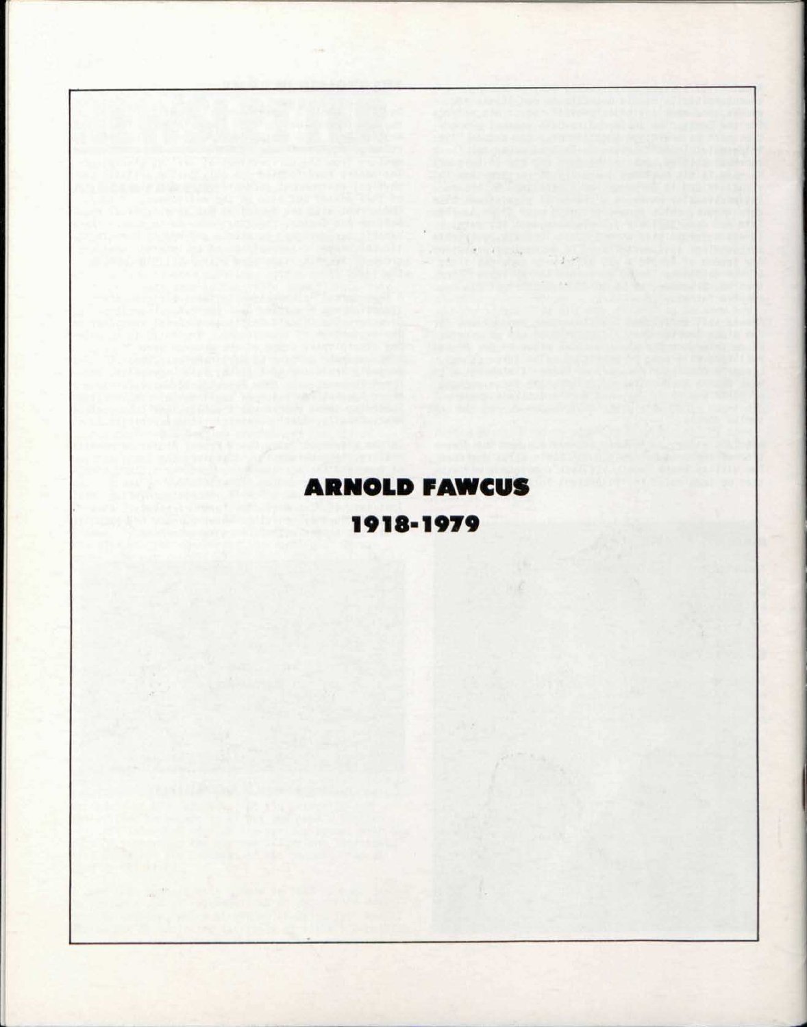# ARNOLD FAWCUS

## 1918-1979